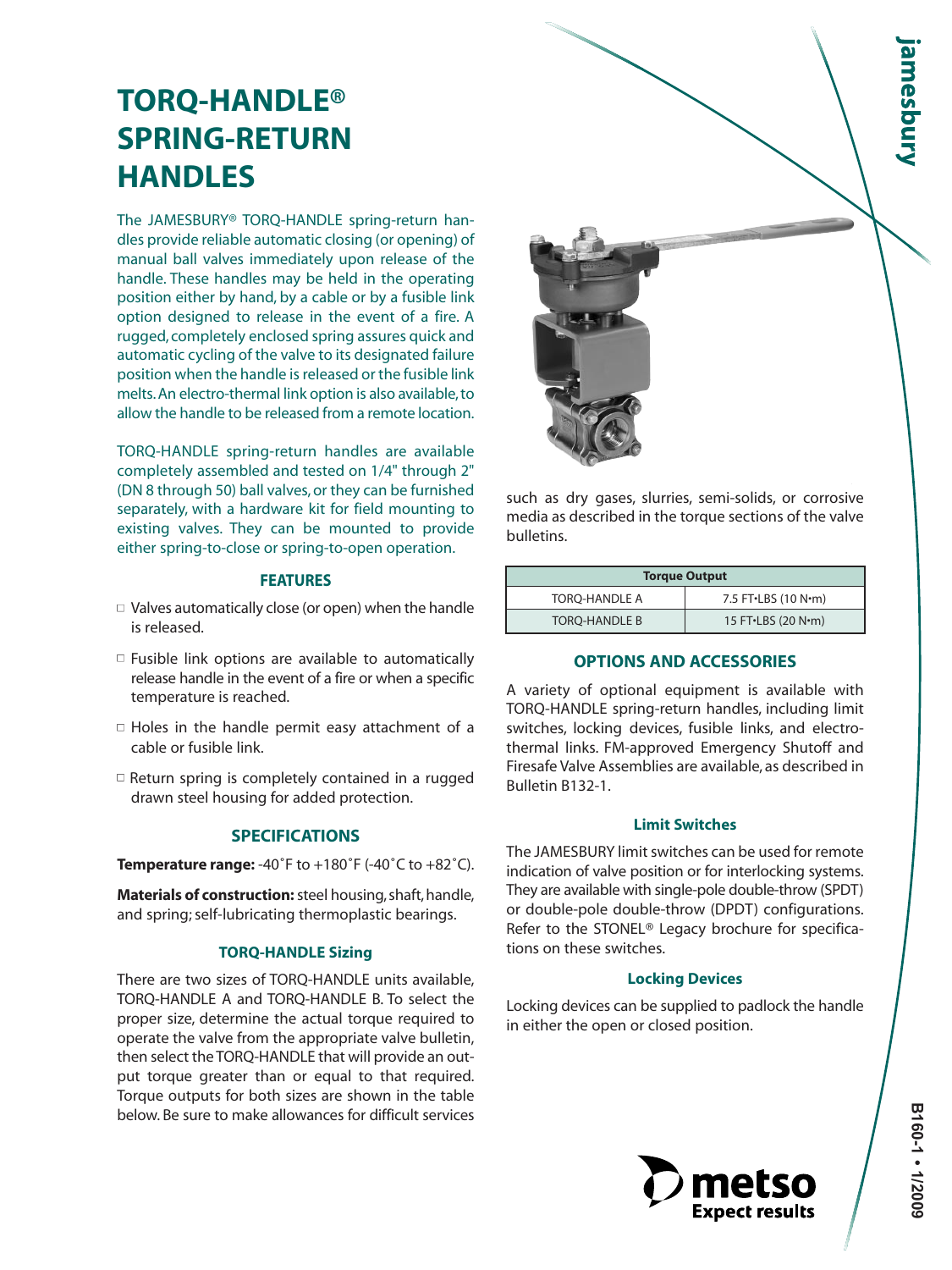# TORQ-HANDLE® SPRING-RETURN HANDLES

The JAMESBURY® TORQ-HANDLE spring-return handles provide reliable automatic closing (or opening) of manual ball valves immediately upon release of the handle. These handles may be held in the operating position either by hand, by a cable or by a fusible link option designed to release in the event of a fire. A rugged, completely enclosed spring assures quick and automatic cycling of the valve to its designated failure position when the handle is released or the fusible link melts. An electro-thermal link option is also available, to allow the handle to be released from a remote location.

TORQ-HANDLE spring-return handles are available completely assembled and tested on 1/4" through 2" (DN 8 through 50) ball valves, or they can be furnished separately, with a hardware kit for field mounting to existing valves. They can be mounted to provide either spring-to-close or spring-to-open operation.

## FEATURES

- Valves automatically close (or open) when the handle is released.
- Fusible link options are available to automatically release handle in the event of a fire or when a specific temperature is reached.
- Holes in the handle permit easy attachment of a cable or fusible link.
- Return spring is completely contained in a rugged drawn steel housing for added protection.

## SPECIFICATIONS

**Temperature range:** -40˚F to +180˚F (-40˚C to +82˚C).

**Materials of construction:** steel housing, shaft, handle, and spring; self-lubricating thermoplastic bearings.

### TORQ-HANDLE Sizing

There are two sizes of TORQ-HANDLE units available, TORQ-HANDLE A and TORQ-HANDLE B. To select the proper size, determine the actual torque required to operate the valve from the appropriate valve bulletin, then select the TORQ-HANDLE that will provide an output torque greater than or equal to that required. Torque outputs for both sizes are shown in the table below. Be sure to make allowances for difficult services such as dry gases, slurries, semi-solids, or corrosive media as described in the torque sections of the valve bulletins.

| Torque Output | |
|---|---|
| TORQ-HANDLE A | 7.5 FT•LBS (10 N•m) |
| TORQ-HANDLE B | 15 FT•LBS (20 N•m) |

## OPTIONS AND ACCESSORIES

A variety of optional equipment is available with TORQ-HANDLE spring-return handles, including limit switches, locking devices, fusible links, and electro-thermal links. FM-approved Emergency Shutoff and Firesafe Valve Assemblies are available, as described in Bulletin B132-1.

### Limit Switches

The JAMESBURY limit switches can be used for remote indication of valve position or for interlocking systems. They are available with single-pole double-throw (SPDT) or double-pole double-throw (DPDT) configurations. Refer to the STONEL® Legacy brochure for specifications on these switches.

### Locking Devices

Locking devices can be supplied to padlock the handle in either the open or closed position.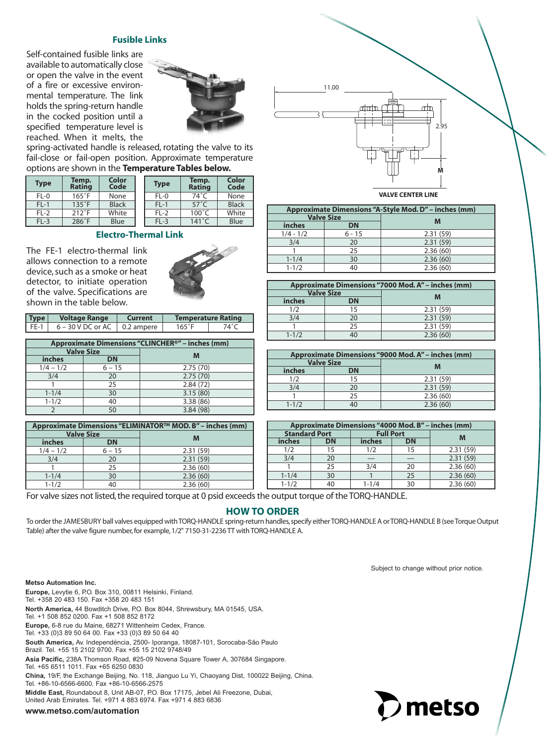## Fusible Links

Self-contained fusible links are available to automatically close or open the valve in the event of a fire or excessive environmental temperature. The link holds the spring-return handle in the cocked position until a specified temperature level is reached. When it melts, the spring-activated handle is released, rotating the valve to its fail-close or fail-open position. Approximate temperature options are shown in the **Temperature Tables below.**

| Type | Temp. Rating | Color Code |
|---|---|---|
| FL-0 | 165˚F | None |
| FL-1 | 135˚F | Black |
| FL-2 | 212˚F | White |
| FL-3 | 286˚F | Blue |

| Type | Temp. Rating | Color Code |
|---|---|---|
| FL-0 | 74˚C | None |
| FL-1 | 57˚C | Black |
| FL-2 | 100˚C | White |
| FL-3 | 141˚C | Blue |

## Electro-Thermal Link

The FE-1 electro-thermal link allows connection to a remote device, such as a smoke or heat detector, to initiate operation of the valve. Specifications are shown in the table below.

| Type | Voltage Range | Current | Temperature Rating | |
|---|---|---|---|---|
| FE-1 | 6 – 30 V DC or AC | 0.2 ampere | 165˚F | 74˚C |

| Approximate Dimensions "CLINCHER®" – inches (mm) | | |
|---|---|---|
| Valve Size | | M |
| inches | DN | |
| 1/4 – 1/2 | 6 – 15 | 2.75 (70) |
| 3/4 | 20 | 2.75 (70) |
| 1 | 25 | 2.84 (72) |
| 1-1/4 | 30 | 3.15 (80) |
| 1-1/2 | 40 | 3.38 (86) |
| 2 | 50 | 3.84 (98) |

| Approximate Dimensions "ELIMINATOR™ MOD. B" – inches (mm) | | |
|---|---|---|
| Valve Size | | M |
| inches | DN | |
| 1/4 – 1/2 | 6 – 15 | 2.31 (59) |
| 3/4 | 20 | 2.31 (59) |
| 1 | 25 | 2.36 (60) |
| 1-1/4 | 30 | 2.36 (60) |
| 1-1/2 | 40 | 2.36 (60) |

11.00

2.95

M

VALVE CENTER LINE

| Approximate Dimensions "A-Style Mod. D" – inches (mm) | | |
|---|---|---|
| Valve Size | | M |
| inches | DN | |
| 1/4 - 1/2 | 6 - 15 | 2.31 (59) |
| 3/4 | 20 | 2.31 (59) |
| 1 | 25 | 2.36 (60) |
| 1-1/4 | 30 | 2.36 (60) |
| 1-1/2 | 40 | 2.36 (60) |

| Approximate Dimensions "7000 Mod. A" – inches (mm) | | |
|---|---|---|
| Valve Size | | M |
| inches | DN | |
| 1/2 | 15 | 2.31 (59) |
| 3/4 | 20 | 2.31 (59) |
| 1 | 25 | 2.31 (59) |
| 1-1/2 | 40 | 2.36 (60) |

| Approximate Dimensions "9000 Mod. A" – inches (mm) | | |
|---|---|---|
| Valve Size | | M |
| inches | DN | |
| 1/2 | 15 | 2.31 (59) |
| 3/4 | 20 | 2.31 (59) |
| 1 | 25 | 2.36 (60) |
| 1-1/2 | 40 | 2.36 (60) |

| Approximate Dimensions "4000 Mod. B" – inches (mm) | | | | |
|---|---|---|---|---|
| Standard Port | | Full Port | | M |
| inches | DN | inches | DN | |
| 1/2 | 15 | 1/2 | 15 | 2.31 (59) |
| 3/4 | 20 | — | — | 2.31 (59) |
| 1 | 25 | 3/4 | 20 | 2.36 (60) |
| 1-1/4 | 30 | 1 | 25 | 2.36 (60) |
| 1-1/2 | 40 | 1-1/4 | 30 | 2.36 (60) |

For valve sizes not listed, the required torque at 0 psid exceeds the output torque of the TORQ-HANDLE.

## HOW TO ORDER

To order the JAMESBURY ball valves equipped with TORQ-HANDLE spring-return handles, specify either TORQ-HANDLE A or TORQ-HANDLE B (see Torque Output Table) after the valve figure number, for example, 1/2" 7150-31-2236 TT with TORQ-HANDLE A.

Subject to change without prior notice.

**Metso Automation Inc.**

**Europe,** Levytie 6, P.O. Box 310, 00811 Helsinki, Finland.
Tel. +358 20 483 150. Fax +358 20 483 151

**North America,** 44 Bowditch Drive, P.O. Box 8044, Shrewsbury, MA 01545, USA.
Tel. +1 508 852 0200. Fax +1 508 852 8172

**Europe,** 6-8 rue du Maine, 68271 Wittenheim Cedex, France.
Tel. +33 (0)3 89 50 64 00. Fax +33 (0)3 89 50 64 40

**South America,** Av. Independência, 2500- Iporanga, 18087-101, Sorocaba-São Paulo
Brazil. Tel. +55 15 2102 9700. Fax +55 15 2102 9748/49

**Asia Pacific,** 238A Thomson Road, #25-09 Novena Square Tower A, 307684 Singapore.
Tel. +65 6511 1011. Fax +65 6250 0830

**China,** 19/F, the Exchange Beijing, No. 118, Jianguo Lu Yi, Chaoyang Dist, 100022 Beijing, China.
Tel. +86-10-6566-6600. Fax +86-10-6566-2575

**Middle East,** Roundabout 8, Unit AB-07, P.O. Box 17175, Jebel Ali Freezone, Dubai,
United Arab Emirates. Tel. +971 4 883 6974. Fax +971 4 883 6836

**www.metso.com/automation**

metso